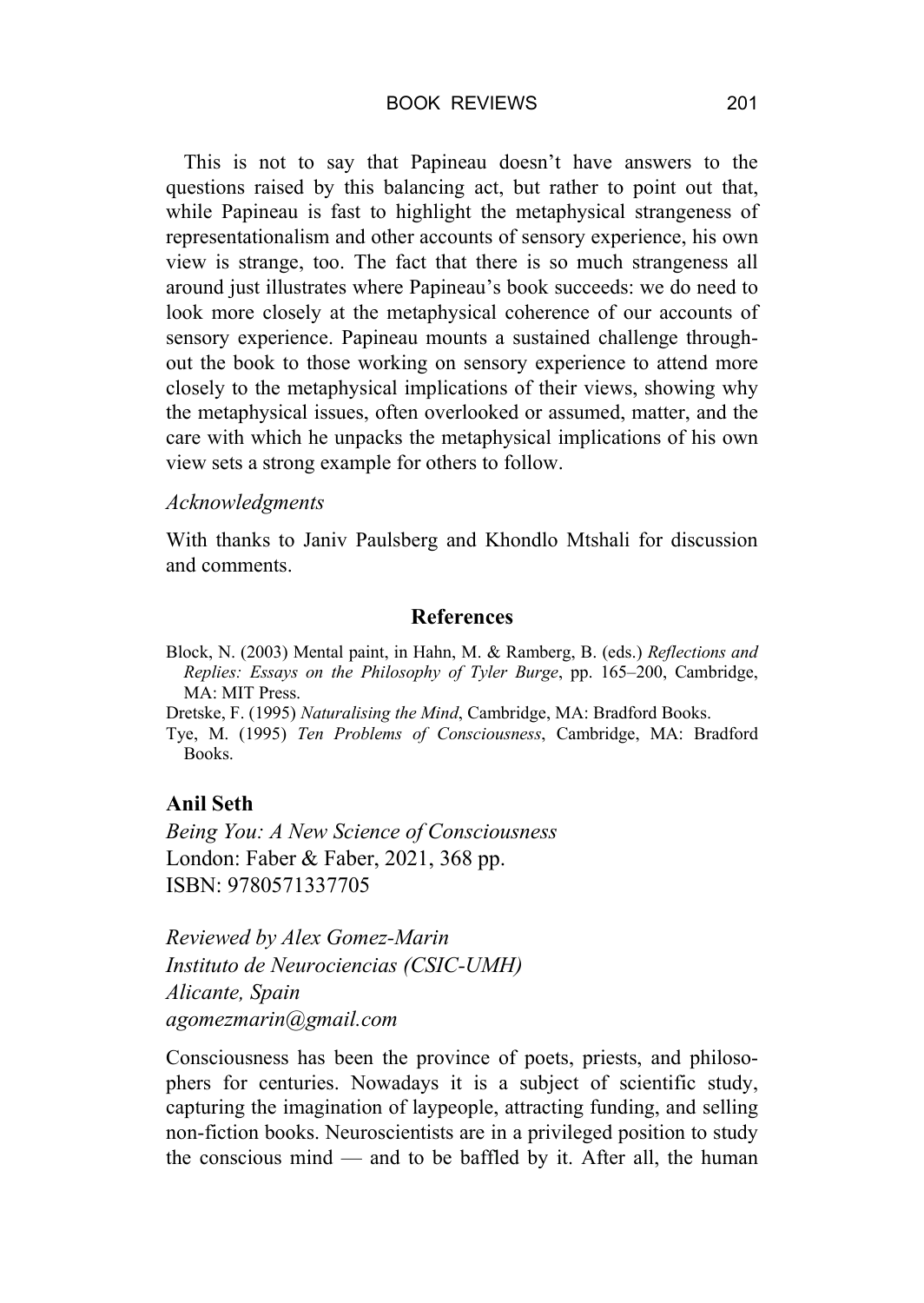This is not to say that Papineau doesn't have answers to the questions raised by this balancing act, but rather to point out that, while Papineau is fast to highlight the metaphysical strangeness of representationalism and other accounts of sensory experience, his own view is strange, too. The fact that there is so much strangeness all around just illustrates where Papineau's book succeeds: we do need to look more closely at the metaphysical coherence of our accounts of sensory experience. Papineau mounts a sustained challenge throughout the book to those working on sensory experience to attend more closely to the metaphysical implications of their views, showing why the metaphysical issues, often overlooked or assumed, matter, and the care with which he unpacks the metaphysical implications of his own view sets a strong example for others to follow.

*Acknowledgments*

With thanks to Janiv Paulsberg and Khondlo Mtshali for discussion and comments.

## References

Block, N. (2003) Mental paint, in Hahn, M. & Ramberg, B. (eds.) *Reflections and Replies: Essays on the Philosophy of Tyler Burge*, pp. 165–200, Cambridge, MA: MIT Press.

Dretske, F. (1995) *Naturalising the Mind*, Cambridge, MA: Bradford Books.

Tye, M. (1995) *Ten Problems of Consciousness*, Cambridge, MA: Bradford Books.

**Anil Seth**
*Being You: A New Science of Consciousness*
London: Faber & Faber, 2021, 368 pp.
ISBN: 9780571337705

*Reviewed by Alex Gomez-Marin*
*Instituto de Neurociencias (CSIC-UMH)*
*Alicante, Spain*
*agomezmarin@gmail.com*

Consciousness has been the province of poets, priests, and philosophers for centuries. Nowadays it is a subject of scientific study, capturing the imagination of laypeople, attracting funding, and selling non-fiction books. Neuroscientists are in a privileged position to study the conscious mind — and to be baffled by it. After all, the human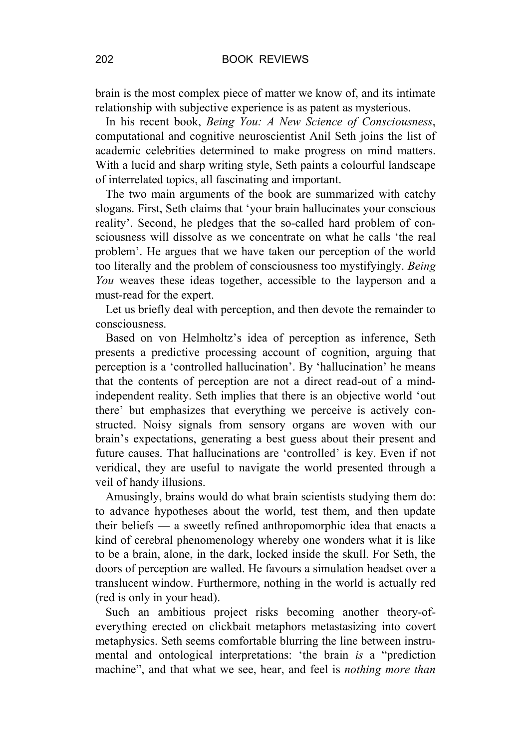brain is the most complex piece of matter we know of, and its intimate relationship with subjective experience is as patent as mysterious.

In his recent book, *Being You: A New Science of Consciousness*, computational and cognitive neuroscientist Anil Seth joins the list of academic celebrities determined to make progress on mind matters. With a lucid and sharp writing style, Seth paints a colourful landscape of interrelated topics, all fascinating and important.

The two main arguments of the book are summarized with catchy slogans. First, Seth claims that 'your brain hallucinates your conscious reality'. Second, he pledges that the so-called hard problem of consciousness will dissolve as we concentrate on what he calls 'the real problem'. He argues that we have taken our perception of the world too literally and the problem of consciousness too mystifyingly. *Being You* weaves these ideas together, accessible to the layperson and a must-read for the expert.

Let us briefly deal with perception, and then devote the remainder to consciousness.

Based on von Helmholtz's idea of perception as inference, Seth presents a predictive processing account of cognition, arguing that perception is a 'controlled hallucination'. By 'hallucination' he means that the contents of perception are not a direct read-out of a mind-independent reality. Seth implies that there is an objective world 'out there' but emphasizes that everything we perceive is actively constructed. Noisy signals from sensory organs are woven with our brain's expectations, generating a best guess about their present and future causes. That hallucinations are 'controlled' is key. Even if not veridical, they are useful to navigate the world presented through a veil of handy illusions.

Amusingly, brains would do what brain scientists studying them do: to advance hypotheses about the world, test them, and then update their beliefs — a sweetly refined anthropomorphic idea that enacts a kind of cerebral phenomenology whereby one wonders what it is like to be a brain, alone, in the dark, locked inside the skull. For Seth, the doors of perception are walled. He favours a simulation headset over a translucent window. Furthermore, nothing in the world is actually red (red is only in your head).

Such an ambitious project risks becoming another theory-of-everything erected on clickbait metaphors metastasizing into covert metaphysics. Seth seems comfortable blurring the line between instrumental and ontological interpretations: 'the brain *is* a "prediction machine", and that what we see, hear, and feel is *nothing more than*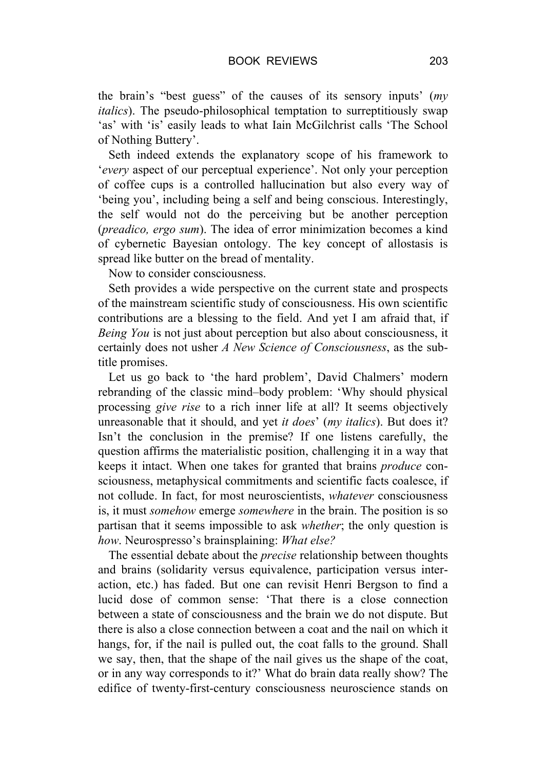the brain's "best guess" of the causes of its sensory inputs' (*my italics*). The pseudo-philosophical temptation to surreptitiously swap 'as' with 'is' easily leads to what Iain McGilchrist calls 'The School of Nothing Buttery'.

Seth indeed extends the explanatory scope of his framework to '*every* aspect of our perceptual experience'. Not only your perception of coffee cups is a controlled hallucination but also every way of 'being you', including being a self and being conscious. Interestingly, the self would not do the perceiving but be another perception (*preadico, ergo sum*). The idea of error minimization becomes a kind of cybernetic Bayesian ontology. The key concept of allostasis is spread like butter on the bread of mentality.

Now to consider consciousness.

Seth provides a wide perspective on the current state and prospects of the mainstream scientific study of consciousness. His own scientific contributions are a blessing to the field. And yet I am afraid that, if *Being You* is not just about perception but also about consciousness, it certainly does not usher *A New Science of Consciousness*, as the subtitle promises.

Let us go back to 'the hard problem', David Chalmers' modern rebranding of the classic mind–body problem: 'Why should physical processing *give rise* to a rich inner life at all? It seems objectively unreasonable that it should, and yet *it does*' (*my italics*). But does it? Isn't the conclusion in the premise? If one listens carefully, the question affirms the materialistic position, challenging it in a way that keeps it intact. When one takes for granted that brains *produce* consciousness, metaphysical commitments and scientific facts coalesce, if not collude. In fact, for most neuroscientists, *whatever* consciousness is, it must *somehow* emerge *somewhere* in the brain. The position is so partisan that it seems impossible to ask *whether*; the only question is *how*. Neurospresso's brainsplaining: *What else?*

The essential debate about the *precise* relationship between thoughts and brains (solidarity versus equivalence, participation versus interaction, etc.) has faded. But one can revisit Henri Bergson to find a lucid dose of common sense: 'That there is a close connection between a state of consciousness and the brain we do not dispute. But there is also a close connection between a coat and the nail on which it hangs, for, if the nail is pulled out, the coat falls to the ground. Shall we say, then, that the shape of the nail gives us the shape of the coat, or in any way corresponds to it?' What do brain data really show? The edifice of twenty-first-century consciousness neuroscience stands on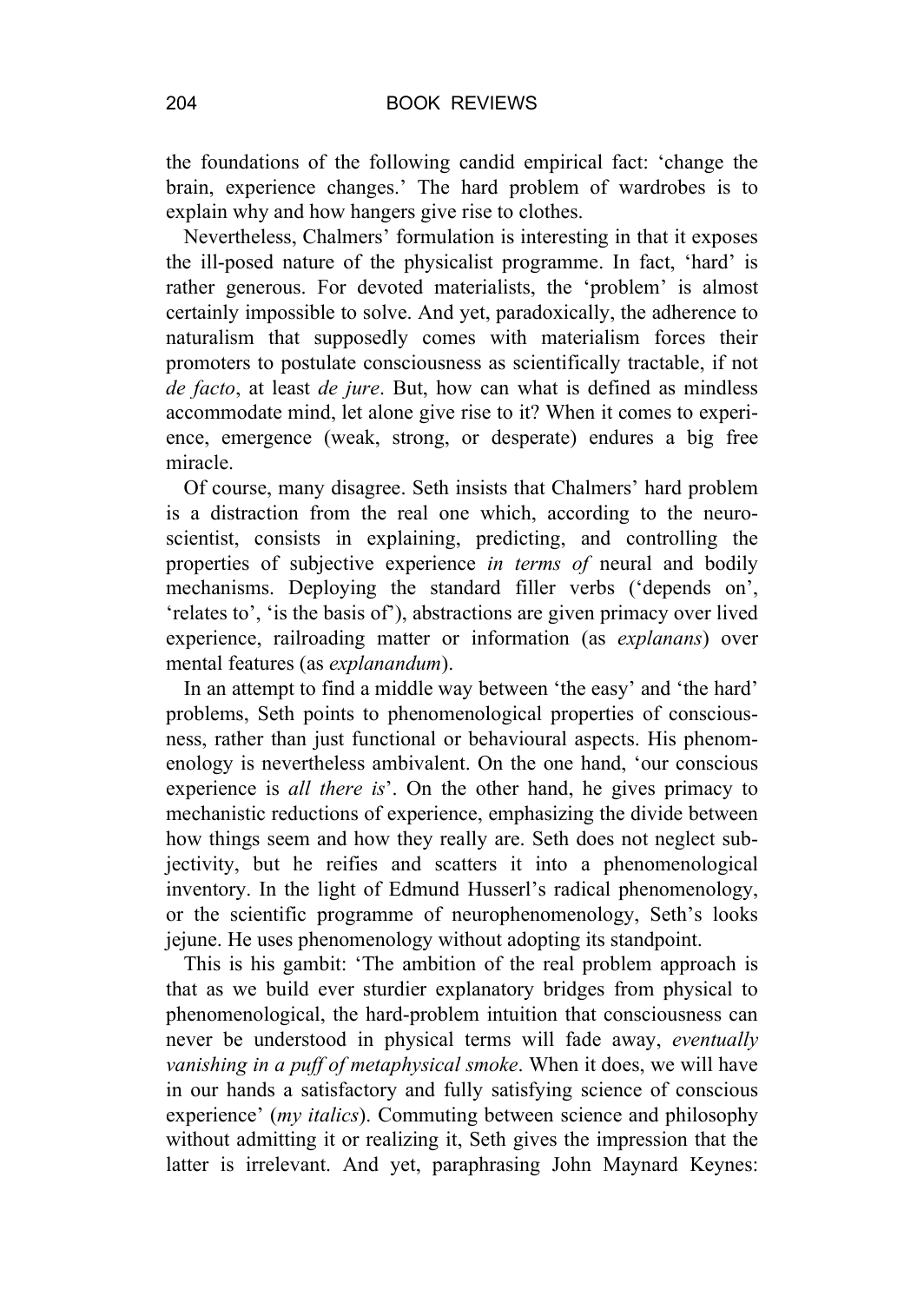the foundations of the following candid empirical fact: 'change the brain, experience changes.' The hard problem of wardrobes is to explain why and how hangers give rise to clothes.

Nevertheless, Chalmers' formulation is interesting in that it exposes the ill-posed nature of the physicalist programme. In fact, 'hard' is rather generous. For devoted materialists, the 'problem' is almost certainly impossible to solve. And yet, paradoxically, the adherence to naturalism that supposedly comes with materialism forces their promoters to postulate consciousness as scientifically tractable, if not *de facto*, at least *de jure*. But, how can what is defined as mindless accommodate mind, let alone give rise to it? When it comes to experience, emergence (weak, strong, or desperate) endures a big free miracle.

Of course, many disagree. Seth insists that Chalmers' hard problem is a distraction from the real one which, according to the neuroscientist, consists in explaining, predicting, and controlling the properties of subjective experience *in terms of* neural and bodily mechanisms. Deploying the standard filler verbs ('depends on', 'relates to', 'is the basis of'), abstractions are given primacy over lived experience, railroading matter or information (as *explanans*) over mental features (as *explanandum*).

In an attempt to find a middle way between 'the easy' and 'the hard' problems, Seth points to phenomenological properties of consciousness, rather than just functional or behavioural aspects. His phenomenology is nevertheless ambivalent. On the one hand, 'our conscious experience is *all there is*'. On the other hand, he gives primacy to mechanistic reductions of experience, emphasizing the divide between how things seem and how they really are. Seth does not neglect subjectivity, but he reifies and scatters it into a phenomenological inventory. In the light of Edmund Husserl's radical phenomenology, or the scientific programme of neurophenomenology, Seth's looks jejune. He uses phenomenology without adopting its standpoint.

This is his gambit: 'The ambition of the real problem approach is that as we build ever sturdier explanatory bridges from physical to phenomenological, the hard-problem intuition that consciousness can never be understood in physical terms will fade away, *eventually vanishing in a puff of metaphysical smoke*. When it does, we will have in our hands a satisfactory and fully satisfying science of conscious experience' (*my italics*). Commuting between science and philosophy without admitting it or realizing it, Seth gives the impression that the latter is irrelevant. And yet, paraphrasing John Maynard Keynes: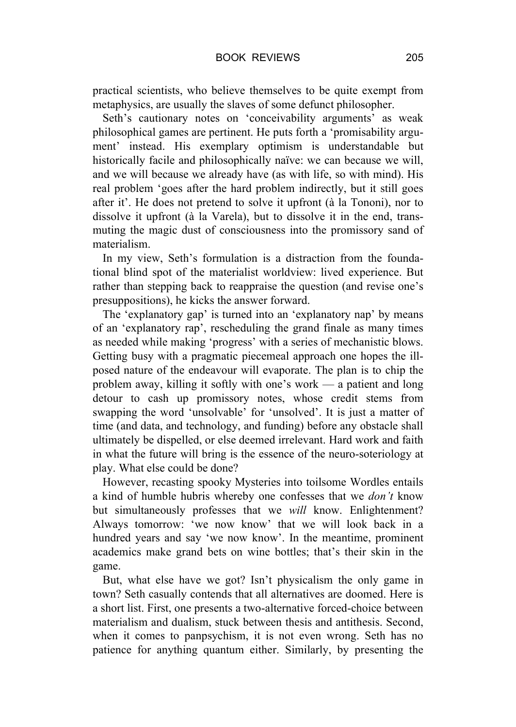practical scientists, who believe themselves to be quite exempt from metaphysics, are usually the slaves of some defunct philosopher.

Seth's cautionary notes on 'conceivability arguments' as weak philosophical games are pertinent. He puts forth a 'promisability argument' instead. His exemplary optimism is understandable but historically facile and philosophically naïve: we can because we will, and we will because we already have (as with life, so with mind). His real problem 'goes after the hard problem indirectly, but it still goes after it'. He does not pretend to solve it upfront (à la Tononi), nor to dissolve it upfront (à la Varela), but to dissolve it in the end, transmuting the magic dust of consciousness into the promissory sand of materialism.

In my view, Seth's formulation is a distraction from the foundational blind spot of the materialist worldview: lived experience. But rather than stepping back to reappraise the question (and revise one's presuppositions), he kicks the answer forward.

The 'explanatory gap' is turned into an 'explanatory nap' by means of an 'explanatory rap', rescheduling the grand finale as many times as needed while making 'progress' with a series of mechanistic blows. Getting busy with a pragmatic piecemeal approach one hopes the ill-posed nature of the endeavour will evaporate. The plan is to chip the problem away, killing it softly with one's work — a patient and long detour to cash up promissory notes, whose credit stems from swapping the word 'unsolvable' for 'unsolved'. It is just a matter of time (and data, and technology, and funding) before any obstacle shall ultimately be dispelled, or else deemed irrelevant. Hard work and faith in what the future will bring is the essence of the neuro-soteriology at play. What else could be done?

However, recasting spooky Mysteries into toilsome Wordles entails a kind of humble hubris whereby one confesses that we *don't* know but simultaneously professes that we *will* know. Enlightenment? Always tomorrow: 'we now know' that we will look back in a hundred years and say 'we now know'. In the meantime, prominent academics make grand bets on wine bottles; that's their skin in the game.

But, what else have we got? Isn't physicalism the only game in town? Seth casually contends that all alternatives are doomed. Here is a short list. First, one presents a two-alternative forced-choice between materialism and dualism, stuck between thesis and antithesis. Second, when it comes to panpsychism, it is not even wrong. Seth has no patience for anything quantum either. Similarly, by presenting the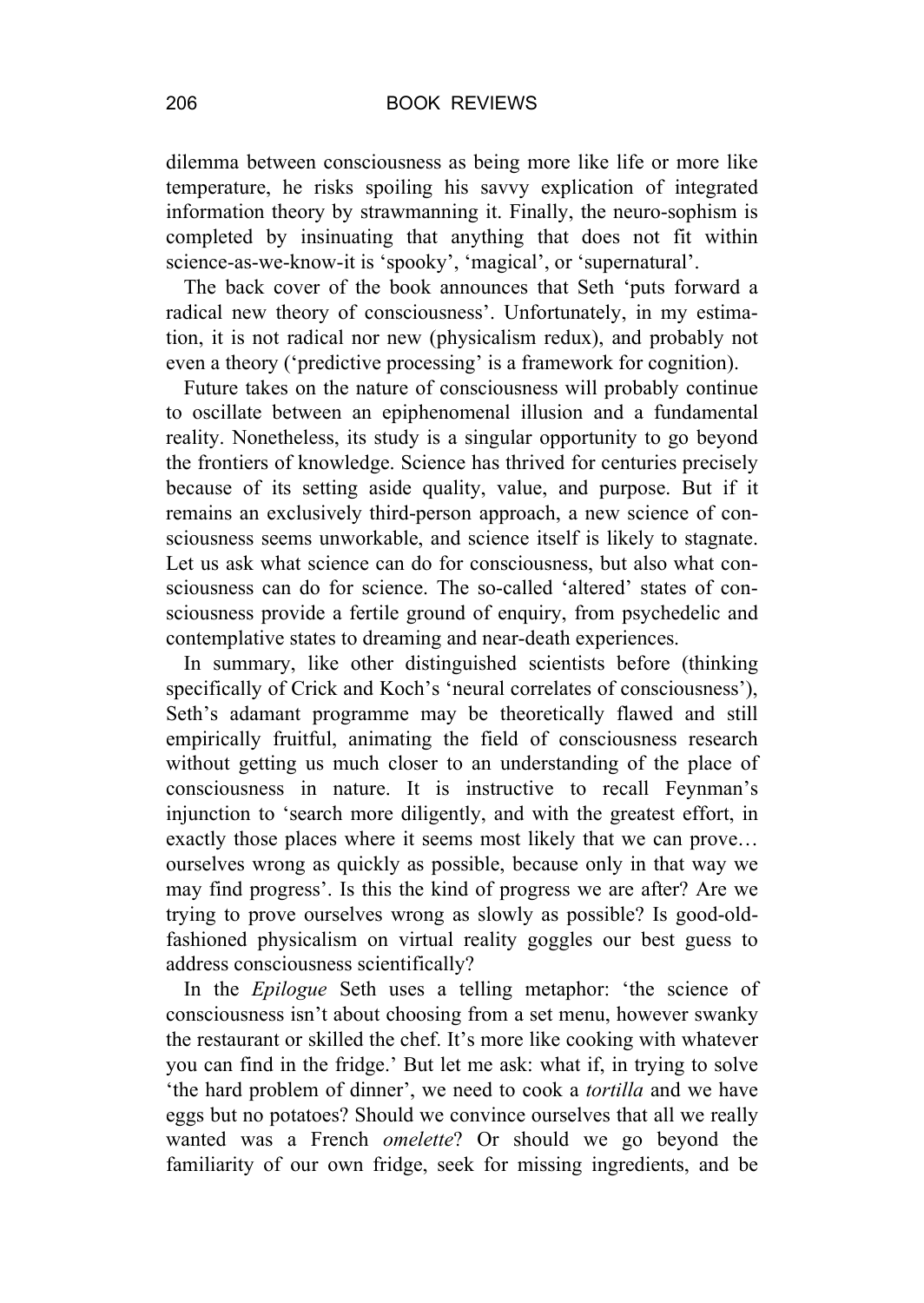dilemma between consciousness as being more like life or more like temperature, he risks spoiling his savvy explication of integrated information theory by strawmanning it. Finally, the neuro-sophism is completed by insinuating that anything that does not fit within science-as-we-know-it is 'spooky', 'magical', or 'supernatural'.

The back cover of the book announces that Seth 'puts forward a radical new theory of consciousness'. Unfortunately, in my estimation, it is not radical nor new (physicalism redux), and probably not even a theory ('predictive processing' is a framework for cognition).

Future takes on the nature of consciousness will probably continue to oscillate between an epiphenomenal illusion and a fundamental reality. Nonetheless, its study is a singular opportunity to go beyond the frontiers of knowledge. Science has thrived for centuries precisely because of its setting aside quality, value, and purpose. But if it remains an exclusively third-person approach, a new science of consciousness seems unworkable, and science itself is likely to stagnate. Let us ask what science can do for consciousness, but also what consciousness can do for science. The so-called 'altered' states of consciousness provide a fertile ground of enquiry, from psychedelic and contemplative states to dreaming and near-death experiences.

In summary, like other distinguished scientists before (thinking specifically of Crick and Koch's 'neural correlates of consciousness'), Seth's adamant programme may be theoretically flawed and still empirically fruitful, animating the field of consciousness research without getting us much closer to an understanding of the place of consciousness in nature. It is instructive to recall Feynman's injunction to 'search more diligently, and with the greatest effort, in exactly those places where it seems most likely that we can prove… ourselves wrong as quickly as possible, because only in that way we may find progress'. Is this the kind of progress we are after? Are we trying to prove ourselves wrong as slowly as possible? Is good-old-fashioned physicalism on virtual reality goggles our best guess to address consciousness scientifically?

In the *Epilogue* Seth uses a telling metaphor: 'the science of consciousness isn't about choosing from a set menu, however swanky the restaurant or skilled the chef. It's more like cooking with whatever you can find in the fridge.' But let me ask: what if, in trying to solve 'the hard problem of dinner', we need to cook a *tortilla* and we have eggs but no potatoes? Should we convince ourselves that all we really wanted was a French *omelette*? Or should we go beyond the familiarity of our own fridge, seek for missing ingredients, and be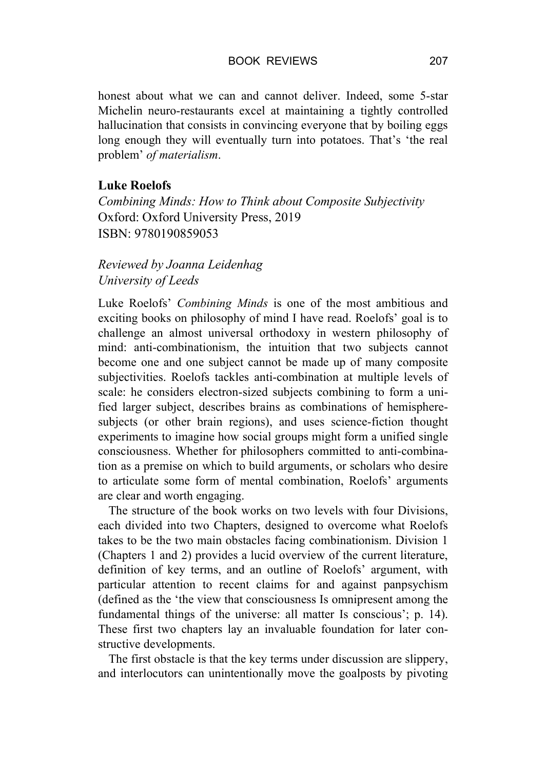honest about what we can and cannot deliver. Indeed, some 5-star Michelin neuro-restaurants excel at maintaining a tightly controlled hallucination that consists in convincing everyone that by boiling eggs long enough they will eventually turn into potatoes. That's 'the real problem' *of materialism*.

**Luke Roelofs**
*Combining Minds: How to Think about Composite Subjectivity*
Oxford: Oxford University Press, 2019
ISBN: 9780190859053

*Reviewed by Joanna Leidenhag*
*University of Leeds*

Luke Roelofs' *Combining Minds* is one of the most ambitious and exciting books on philosophy of mind I have read. Roelofs' goal is to challenge an almost universal orthodoxy in western philosophy of mind: anti-combinationism, the intuition that two subjects cannot become one and one subject cannot be made up of many composite subjectivities. Roelofs tackles anti-combination at multiple levels of scale: he considers electron-sized subjects combining to form a unified larger subject, describes brains as combinations of hemisphere-subjects (or other brain regions), and uses science-fiction thought experiments to imagine how social groups might form a unified single consciousness. Whether for philosophers committed to anti-combination as a premise on which to build arguments, or scholars who desire to articulate some form of mental combination, Roelofs' arguments are clear and worth engaging.

The structure of the book works on two levels with four Divisions, each divided into two Chapters, designed to overcome what Roelofs takes to be the two main obstacles facing combinationism. Division 1 (Chapters 1 and 2) provides a lucid overview of the current literature, definition of key terms, and an outline of Roelofs' argument, with particular attention to recent claims for and against panpsychism (defined as the 'the view that consciousness Is omnipresent among the fundamental things of the universe: all matter Is conscious'; p. 14). These first two chapters lay an invaluable foundation for later constructive developments.

The first obstacle is that the key terms under discussion are slippery, and interlocutors can unintentionally move the goalposts by pivoting